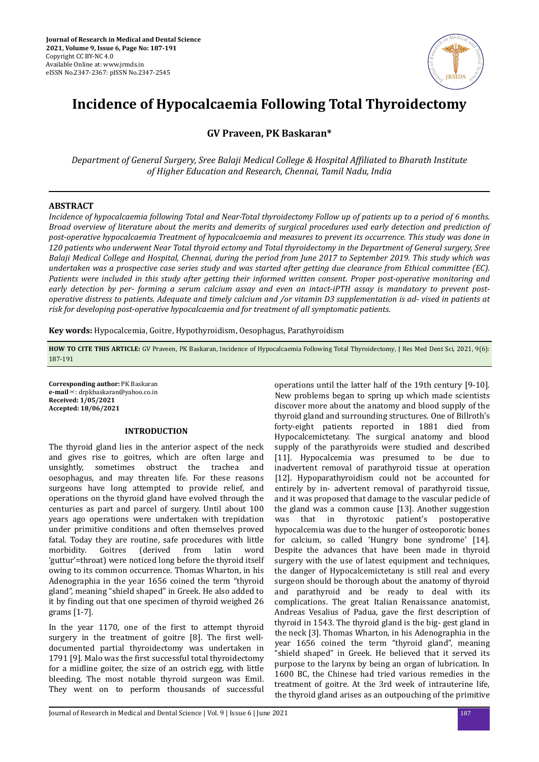# Incidence of Hypocalcaemia Following Total Thyroidectomy

**GV Praveen, PK Baskaran***

*Department of General Surgery, Sree Balaji Medical College & Hospital Affiliated to Bharath Institute of Higher Education and Research, Chennai, Tamil Nadu, India*

## ABSTRACT

*Incidence of hypocalcaemia following Total and Near-Total thyroidectomy Follow up of patients up to a period of 6 months. Broad overview of literature about the merits and demerits of surgical procedures used early detection and prediction of post-operative hypocalcaemia Treatment of hypocalcaemia and measures to prevent its occurrence. This study was done in 120 patients who underwent Near Total thyroid ectomy and Total thyroidectomy in the Department of General surgery, Sree Balaji Medical College and Hospital, Chennai, during the period from June 2017 to September 2019. This study which was undertaken was a prospective case series study and was started after getting due clearance from Ethical committee (EC). Patients were included in this study after getting their informed written consent. Proper post-operative monitoring and early detection by per- forming a serum calcium assay and even an intact-iPTH assay is mandatory to prevent post-operative distress to patients. Adequate and timely calcium and /or vitamin D3 supplementation is ad- vised in patients at risk for developing post-operative hypocalcaemia and for treatment of all symptomatic patients.*

**Key words:** Hypocalcemia, Goitre, Hypothyroidism, Oesophagus, Parathyroidism

**HOW TO CITE THIS ARTICLE:** GV Praveen, PK Baskaran, Incidence of Hypocalcaemia Following Total Thyroidectomy, J Res Med Dent Sci, 2021, 9(6): 187-191

**Corresponding author:** PK Baskaran
**e-mail**✉: drpkbaskaran@yahoo.co.in
**Received: 1/05/2021**
**Accepted: 18/06/2021**

## INTRODUCTION

The thyroid gland lies in the anterior aspect of the neck and gives rise to goitres, which are often large and unsightly, sometimes obstruct the trachea and oesophagus, and may threaten life. For these reasons surgeons have long attempted to provide relief, and operations on the thyroid gland have evolved through the centuries as part and parcel of surgery. Until about 100 years ago operations were undertaken with trepidation under primitive conditions and often themselves proved fatal. Today they are routine, safe procedures with little morbidity. Goitres (derived from latin word 'guttur'=throat) were noticed long before the thyroid itself owing to its common occurrence. Thomas Wharton, in his Adenographia in the year 1656 coined the term "thyroid gland", meaning "shield shaped" in Greek. He also added to it by finding out that one specimen of thyroid weighed 26 grams [1-7].

In the year 1170, one of the first to attempt thyroid surgery in the treatment of goitre [8]. The first well-documented partial thyroidectomy was undertaken in 1791 [9]. Malo was the first successful total thyroidectomy for a midline goiter, the size of an ostrich egg, with little bleeding. The most notable thyroid surgeon was Emil. They went on to perform thousands of successful operations until the latter half of the 19th century [9-10]. New problems began to spring up which made scientists discover more about the anatomy and blood supply of the thyroid gland and surrounding structures. One of Billroth's forty-eight patients reported in 1881 died from Hypocalcemictetany. The surgical anatomy and blood supply of the parathyroids were studied and described [11]. Hypocalcemia was presumed to be due to inadvertent removal of parathyroid tissue at operation [12]. Hypoparathyroidism could not be accounted for entirely by in- advertent removal of parathyroid tissue, and it was proposed that damage to the vascular pedicle of the gland was a common cause [13]. Another suggestion was that in thyrotoxic patient's postoperative hypocalcemia was due to the hunger of osteoporotic bones for calcium, so called 'Hungry bone syndrome' [14]. Despite the advances that have been made in thyroid surgery with the use of latest equipment and techniques, the danger of Hypocalcemictetany is still real and every surgeon should be thorough about the anatomy of thyroid and parathyroid and be ready to deal with its complications. The great Italian Renaissance anatomist, Andreas Vesalius of Padua, gave the first description of thyroid in 1543. The thyroid gland is the big- gest gland in the neck [3]. Thomas Wharton, in his Adenographia in the year 1656 coined the term "thyroid gland", meaning "shield shaped" in Greek. He believed that it served its purpose to the larynx by being an organ of lubrication. In 1600 BC, the Chinese had tried various remedies in the treatment of goitre. At the 3rd week of intrauterine life, the thyroid gland arises as an outpouching of the primitive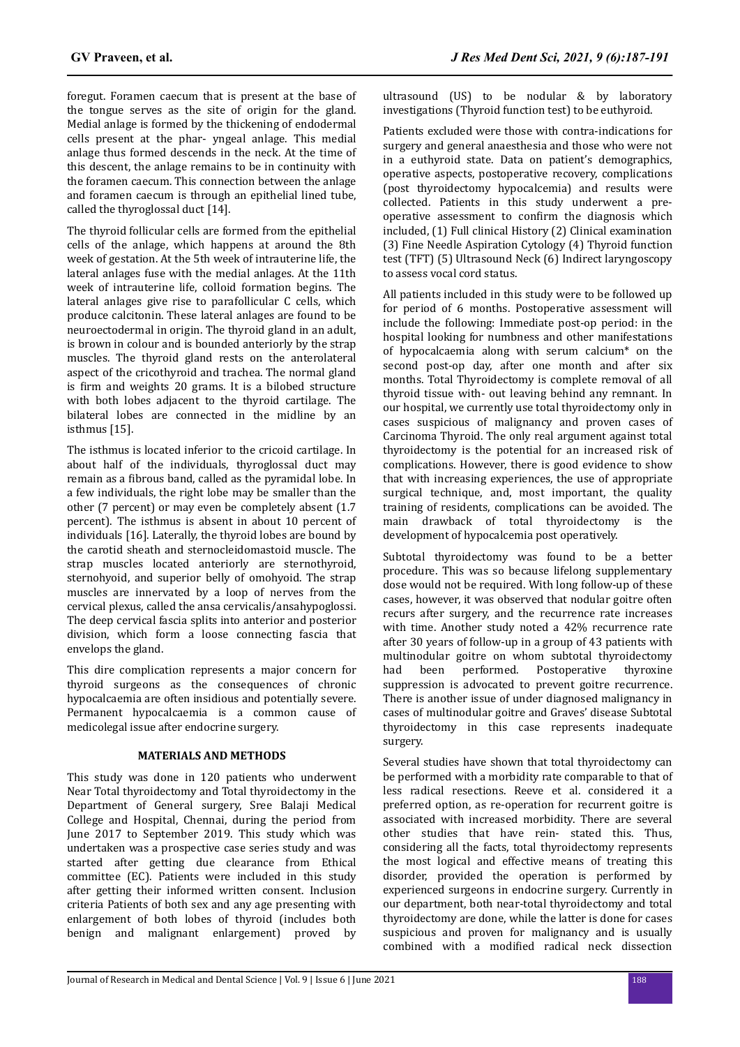foregut. Foramen caecum that is present at the base of the tongue serves as the site of origin for the gland. Medial anlage is formed by the thickening of endodermal cells present at the phar- yngeal anlage. This medial anlage thus formed descends in the neck. At the time of this descent, the anlage remains to be in continuity with the foramen caecum. This connection between the anlage and foramen caecum is through an epithelial lined tube, called the thyroglossal duct [14].

The thyroid follicular cells are formed from the epithelial cells of the anlage, which happens at around the 8th week of gestation. At the 5th week of intrauterine life, the lateral anlages fuse with the medial anlages. At the 11th week of intrauterine life, colloid formation begins. The lateral anlages give rise to parafollicular C cells, which produce calcitonin. These lateral anlages are found to be neuroectodermal in origin. The thyroid gland in an adult, is brown in colour and is bounded anteriorly by the strap muscles. The thyroid gland rests on the anterolateral aspect of the cricothyroid and trachea. The normal gland is firm and weights 20 grams. It is a bilobed structure with both lobes adjacent to the thyroid cartilage. The bilateral lobes are connected in the midline by an isthmus [15].

The isthmus is located inferior to the cricoid cartilage. In about half of the individuals, thyroglossal duct may remain as a fibrous band, called as the pyramidal lobe. In a few individuals, the right lobe may be smaller than the other (7 percent) or may even be completely absent (1.7 percent). The isthmus is absent in about 10 percent of individuals [16]. Laterally, the thyroid lobes are bound by the carotid sheath and sternocleidomastoid muscle. The strap muscles located anteriorly are sternothyroid, sternohyoid, and superior belly of omohyoid. The strap muscles are innervated by a loop of nerves from the cervical plexus, called the ansa cervicalis/ansahypoglossi. The deep cervical fascia splits into anterior and posterior division, which form a loose connecting fascia that envelops the gland.

This dire complication represents a major concern for thyroid surgeons as the consequences of chronic hypocalcaemia are often insidious and potentially severe. Permanent hypocalcaemia is a common cause of medicolegal issue after endocrine surgery.

## MATERIALS AND METHODS

This study was done in 120 patients who underwent Near Total thyroidectomy and Total thyroidectomy in the Department of General surgery, Sree Balaji Medical College and Hospital, Chennai, during the period from June 2017 to September 2019. This study which was undertaken was a prospective case series study and was started after getting due clearance from Ethical committee (EC). Patients were included in this study after getting their informed written consent. Inclusion criteria Patients of both sex and any age presenting with enlargement of both lobes of thyroid (includes both benign and malignant enlargement) proved by ultrasound (US) to be nodular & by laboratory investigations (Thyroid function test) to be euthyroid.

Patients excluded were those with contra-indications for surgery and general anaesthesia and those who were not in a euthyroid state. Data on patient's demographics, operative aspects, postoperative recovery, complications (post thyroidectomy hypocalcemia) and results were collected. Patients in this study underwent a pre-operative assessment to confirm the diagnosis which included, (1) Full clinical History (2) Clinical examination (3) Fine Needle Aspiration Cytology (4) Thyroid function test (TFT) (5) Ultrasound Neck (6) Indirect laryngoscopy to assess vocal cord status.

All patients included in this study were to be followed up for period of 6 months. Postoperative assessment will include the following: Immediate post-op period: in the hospital looking for numbness and other manifestations of hypocalcaemia along with serum calcium* on the second post-op day, after one month and after six months. Total Thyroidectomy is complete removal of all thyroid tissue with- out leaving behind any remnant. In our hospital, we currently use total thyroidectomy only in cases suspicious of malignancy and proven cases of Carcinoma Thyroid. The only real argument against total thyroidectomy is the potential for an increased risk of complications. However, there is good evidence to show that with increasing experiences, the use of appropriate surgical technique, and, most important, the quality training of residents, complications can be avoided. The main drawback of total thyroidectomy is the development of hypocalcemia post operatively.

Subtotal thyroidectomy was found to be a better procedure. This was so because lifelong supplementary dose would not be required. With long follow-up of these cases, however, it was observed that nodular goitre often recurs after surgery, and the recurrence rate increases with time. Another study noted a 42% recurrence rate after 30 years of follow-up in a group of 43 patients with multinodular goitre on whom subtotal thyroidectomy had been performed. Postoperative thyroxine suppression is advocated to prevent goitre recurrence. There is another issue of under diagnosed malignancy in cases of multinodular goitre and Graves' disease Subtotal thyroidectomy in this case represents inadequate surgery.

Several studies have shown that total thyroidectomy can be performed with a morbidity rate comparable to that of less radical resections. Reeve et al. considered it a preferred option, as re-operation for recurrent goitre is associated with increased morbidity. There are several other studies that have rein- stated this. Thus, considering all the facts, total thyroidectomy represents the most logical and effective means of treating this disorder, provided the operation is performed by experienced surgeons in endocrine surgery. Currently in our department, both near-total thyroidectomy and total thyroidectomy are done, while the latter is done for cases suspicious and proven for malignancy and is usually combined with a modified radical neck dissection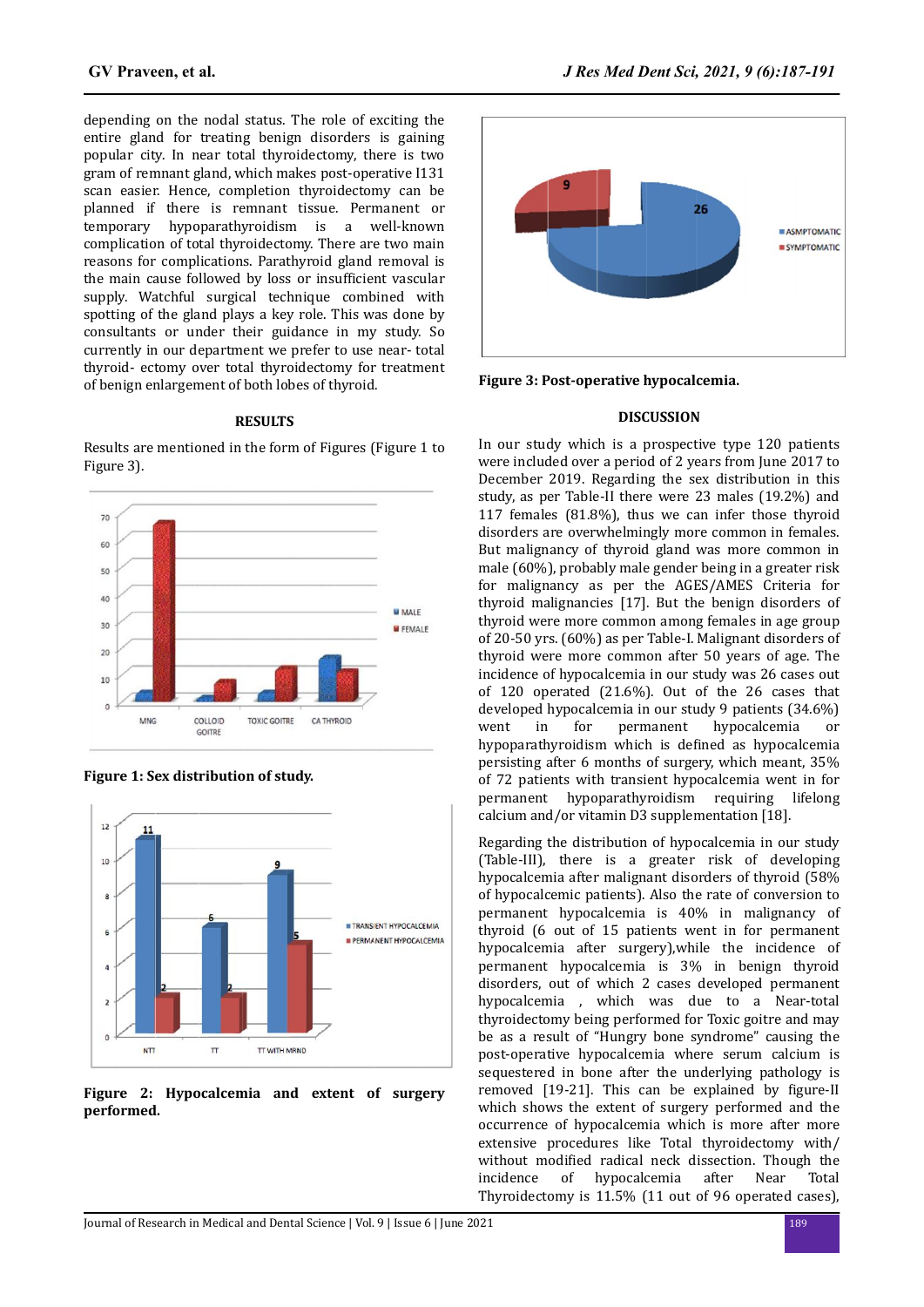depending on the nodal status. The role of exciting the entire gland for treating benign disorders is gaining popular city. In near total thyroidectomy, there is two gram of remnant gland, which makes post-operative I131 scan easier. Hence, completion thyroidectomy can be planned if there is remnant tissue. Permanent or temporary hypoparathyroidism is a well-known complication of total thyroidectomy. There are two main reasons for complications. Parathyroid gland removal is the main cause followed by loss or insufficient vascular supply. Watchful surgical technique combined with spotting of the gland plays a key role. This was done by consultants or under their guidance in my study. So currently in our department we prefer to use near- total thyroid- ectomy over total thyroidectomy for treatment of benign enlargement of both lobes of thyroid.

## RESULTS

Results are mentioned in the form of Figures (Figure 1 to Figure 3).

**Figure 1: Sex distribution of study.**

**Figure 2: Hypocalcemia and extent of surgery performed.**

**Figure 3: Post-operative hypocalcemia.**

## DISCUSSION

In our study which is a prospective type 120 patients were included over a period of 2 years from June 2017 to December 2019. Regarding the sex distribution in this study, as per Table-II there were 23 males (19.2%) and 117 females (81.8%), thus we can infer those thyroid disorders are overwhelmingly more common in females. But malignancy of thyroid gland was more common in male (60%), probably male gender being in a greater risk for malignancy as per the AGES/AMES Criteria for thyroid malignancies [17]. But the benign disorders of thyroid were more common among females in age group of 20-50 yrs. (60%) as per Table-I. Malignant disorders of thyroid were more common after 50 years of age. The incidence of hypocalcemia in our study was 26 cases out of 120 operated (21.6%). Out of the 26 cases that developed hypocalcemia in our study 9 patients (34.6%) went in for permanent hypocalcemia or hypoparathyroidism which is defined as hypocalcemia persisting after 6 months of surgery, which meant, 35% of 72 patients with transient hypocalcemia went in for permanent hypoparathyroidism requiring lifelong calcium and/or vitamin D3 supplementation [18].

Regarding the distribution of hypocalcemia in our study (Table-III), there is a greater risk of developing hypocalcemia after malignant disorders of thyroid (58% of hypocalcemic patients). Also the rate of conversion to permanent hypocalcemia is 40% in malignancy of thyroid (6 out of 15 patients went in for permanent hypocalcemia after surgery),while the incidence of permanent hypocalcemia is 3% in benign thyroid disorders, out of which 2 cases developed permanent hypocalcemia , which was due to a Near-total thyroidectomy being performed for Toxic goitre and may be as a result of "Hungry bone syndrome" causing the post-operative hypocalcemia where serum calcium is sequestered in bone after the underlying pathology is removed [19-21]. This can be explained by figure-II which shows the extent of surgery performed and the occurrence of hypocalcemia which is more after more extensive procedures like Total thyroidectomy with/ without modified radical neck dissection. Though the incidence of hypocalcemia after Near Total Thyroidectomy is 11.5% (11 out of 96 operated cases),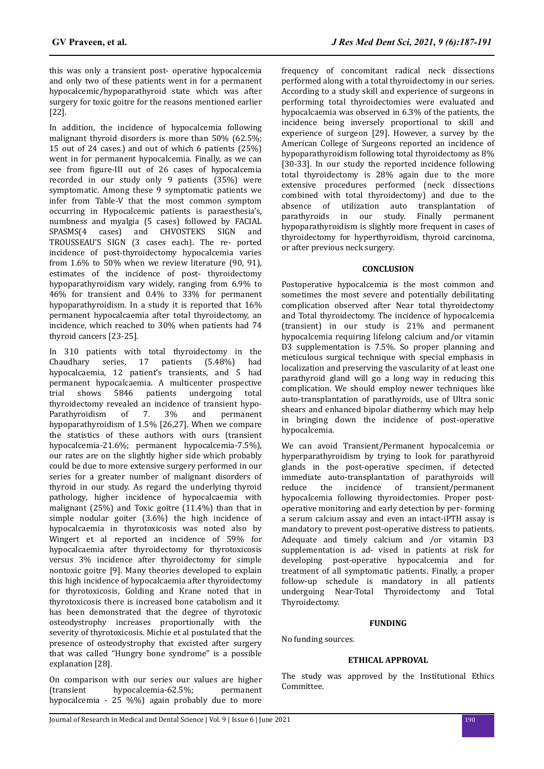this was only a transient post- operative hypocalcemia and only two of these patients went in for a permanent hypocalcemic/hypoparathyroid state which was after surgery for toxic goitre for the reasons mentioned earlier [22].

In addition, the incidence of hypocalcemia following malignant thyroid disorders is more than 50% (62.5%; 15 out of 24 cases.) and out of which 6 patients (25%) went in for permanent hypocalcemia. Finally, as we can see from figure-III out of 26 cases of hypocalcemia recorded in our study only 9 patients (35%) were symptomatic. Among these 9 symptomatic patients we infer from Table-V that the most common symptom occurring in Hypocalcemic patients is paraesthesia's, numbness and myalgia (5 cases) followed by FACIAL SPASMS(4 cases) and CHVOSTEKS SIGN and TROUSSEAU'S SIGN (3 cases each). The re- ported incidence of post-thyroidectomy hypocalcemia varies from 1.6% to 50% when we review literature (90, 91), estimates of the incidence of post- thyroidectomy hypoparathyroidism vary widely, ranging from 6.9% to 46% for transient and 0.4% to 33% for permanent hypoparathyroidism. In a study it is reported that 16% permanent hypocalcaemia after total thyroidectomy, an incidence, which reached to 30% when patients had 74 thyroid cancers [23-25].

In 310 patients with total thyroidectomy in the Chaudhary series, 17 patients (5.48%) had hypocalcaemia, 12 patient's transients, and 5 had permanent hypocalcaemia. A multicenter prospective trial shows 5846 patients undergoing total thyroidectomy revealed an incidence of transient hypo-Parathyroidism of 7. 3% and permanent hypoparathyroidism of 1.5% [26,27]. When we compare the statistics of these authors with ours (transient hypocalcemia-21.6%; permanent hypocalcemia-7.5%), our rates are on the slightly higher side which probably could be due to more extensive surgery performed in our series for a greater number of malignant disorders of thyroid in our study. As regard the underlying thyroid pathology, higher incidence of hypocalcaemia with malignant (25%) and Toxic goitre (11.4%) than that in simple nodular goiter (3.6%) the high incidence of hypocalcaemia in thyrotoxicosis was noted also by Wingert et al reported an incidence of 59% for hypocalcaemia after thyroidectomy for thyrotoxicosis versus 3% incidence after thyroidectomy for simple nontoxic goitre [9]. Many theories developed to explain this high incidence of hypocalcaemia after thyroidectomy for thyrotoxicosis, Golding and Krane noted that in thyrotoxicosis there is increased bone catabolism and it has been demonstrated that the degree of thyrotoxic osteodystrophy increases proportionally with the severity of thyrotoxicosis. Michie et al postulated that the presence of osteodystrophy that excisted after surgery that was called "Hungry bone syndrome" is a possible explanation [28].

On comparison with our series our values are higher (transient hypocalcemia-62.5%; permanent hypocalcemia - 25 %%) again probably due to more frequency of concomitant radical neck dissections performed along with a total thyroidectomy in our series. According to a study skill and experience of surgeons in performing total thyroidectomies were evaluated and hypocalcaemia was observed in 6.3% of the patients, the incidence being inversely proportional to skill and experience of surgeon [29]. However, a survey by the American College of Surgeons reported an incidence of hypoparathyroidism following total thyroidectomy as 8% [30-33]. In our study the reported incidence following total thyroidectomy is 28% again due to the more extensive procedures performed (neck dissections combined with total thyroidectomy) and due to the absence of utilization auto transplantation of parathyroids in our study. Finally permanent hypoparathyroidism is slightly more frequent in cases of thyroidectomy for hyperthyroidism, thyroid carcinoma, or after previous neck surgery.

## CONCLUSION

Postoperative hypocalcemia is the most common and sometimes the most severe and potentially debilitating complication observed after Near total thyroidectomy and Total thyroidectomy. The incidence of hypocalcemia (transient) in our study is 21% and permanent hypocalcemia requiring lifelong calcium and/or vitamin D3 supplementation is 7.5%. So proper planning and meticulous surgical technique with special emphasis in localization and preserving the vascularity of at least one parathyroid gland will go a long way in reducing this complication. We should employ newer techniques like auto-transplantation of parathyroids, use of Ultra sonic shears and enhanced bipolar diathermy which may help in bringing down the incidence of post-operative hypocalcemia.

We can avoid Transient/Permanent hypocalcemia or hyperparathyroidism by trying to look for parathyroid glands in the post-operative specimen, if detected immediate auto-transplantation of parathyroids will reduce the incidence of transient/permanent hypocalcemia following thyroidectomies. Proper post-operative monitoring and early detection by per- forming a serum calcium assay and even an intact-iPTH assay is mandatory to prevent post-operative distress to patients. Adequate and timely calcium and /or vitamin D3 supplementation is ad- vised in patients at risk for developing post-operative hypocalcemia and for treatment of all symptomatic patients. Finally, a proper follow-up schedule is mandatory in all patients undergoing Near-Total Thyroidectomy and Total Thyroidectomy.

## FUNDING

No funding sources.

## ETHICAL APPROVAL

The study was approved by the Institutional Ethics Committee.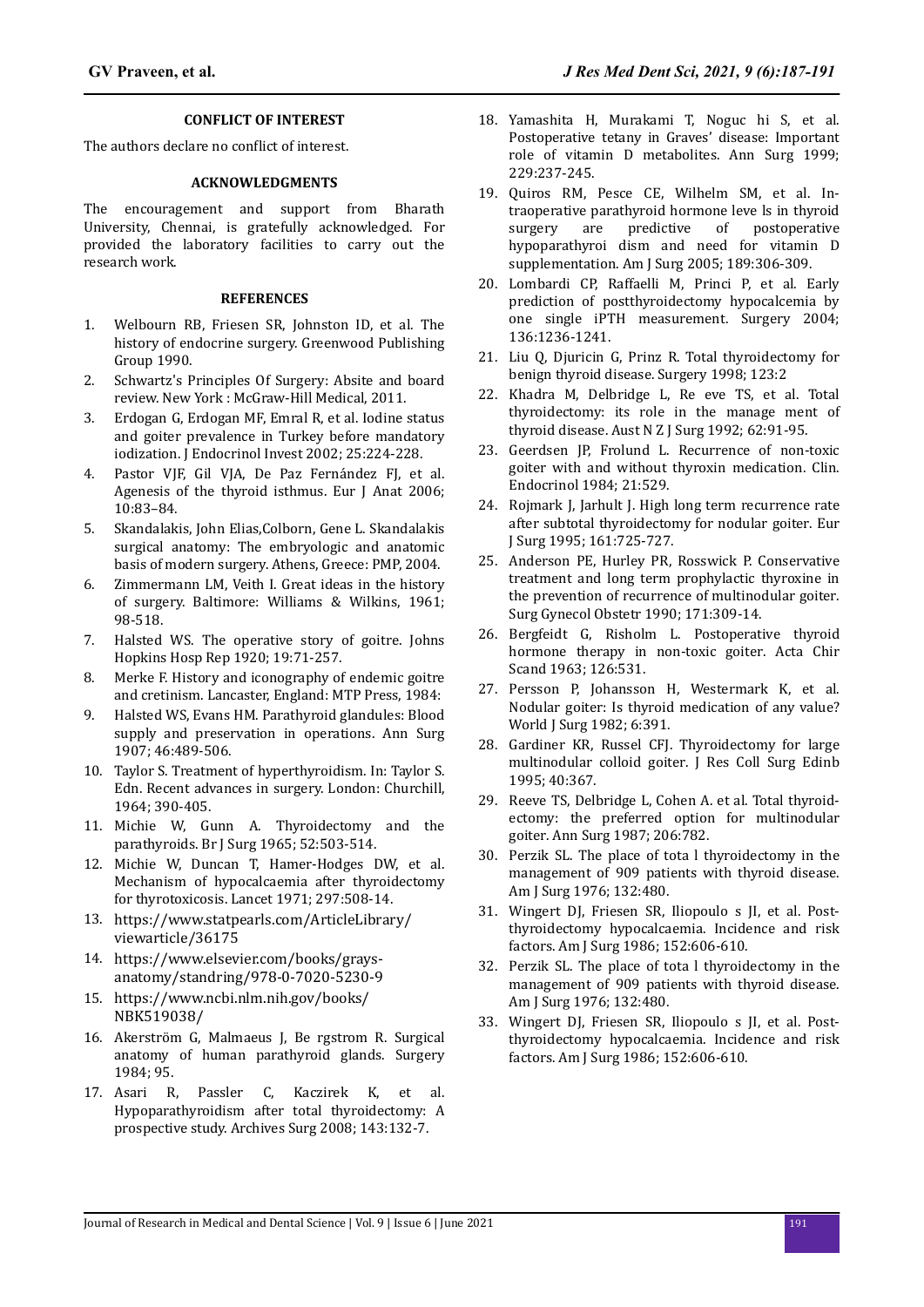## CONFLICT OF INTEREST

The authors declare no conflict of interest.

## ACKNOWLEDGMENTS

The encouragement and support from Bharath University, Chennai, is gratefully acknowledged. For provided the laboratory facilities to carry out the research work.

## REFERENCES

1. Welbourn RB, Friesen SR, Johnston ID, et al. The history of endocrine surgery. Greenwood Publishing Group 1990.
2. Schwartz's Principles Of Surgery: Absite and board review. New York : McGraw-Hill Medical, 2011.
3. Erdogan G, Erdogan MF, Emral R, et al. Iodine status and goiter prevalence in Turkey before mandatory iodization. J Endocrinol Invest 2002; 25:224-228.
4. Pastor VJF, Gil VJA, De Paz Fernández FJ, et al. Agenesis of the thyroid isthmus. Eur J Anat 2006; 10:83–84.
5. Skandalakis, John Elias,Colborn, Gene L. Skandalakis surgical anatomy: The embryologic and anatomic basis of modern surgery. Athens, Greece: PMP, 2004.
6. Zimmermann LM, Veith I. Great ideas in the history of surgery. Baltimore: Williams & Wilkins, 1961; 98-518.
7. Halsted WS. The operative story of goitre. Johns Hopkins Hosp Rep 1920; 19:71-257.
8. Merke F. History and iconography of endemic goitre and cretinism. Lancaster, England: MTP Press, 1984:
9. Halsted WS, Evans HM. Parathyroid glandules: Blood supply and preservation in operations. Ann Surg 1907; 46:489-506.
10. Taylor S. Treatment of hyperthyroidism. In: Taylor S. Edn. Recent advances in surgery. London: Churchill, 1964; 390-405.
11. Michie W, Gunn A. Thyroidectomy and the parathyroids. Br J Surg 1965; 52:503-514.
12. Michie W, Duncan T, Hamer-Hodges DW, et al. Mechanism of hypocalcaemia after thyroidectomy for thyrotoxicosis. Lancet 1971; 297:508-14.
13. https://www.statpearls.com/ArticleLibrary/viewarticle/36175
14. https://www.elsevier.com/books/grays-anatomy/standring/978-0-7020-5230-9
15. https://www.ncbi.nlm.nih.gov/books/NBK519038/
16. Akerström G, Malmaeus J, Be rgstrom R. Surgical anatomy of human parathyroid glands. Surgery 1984; 95.
17. Asari R, Passler C, Kaczirek K, et al. Hypoparathyroidism after total thyroidectomy: A prospective study. Archives Surg 2008; 143:132-7.
18. Yamashita H, Murakami T, Noguc hi S, et al. Postoperative tetany in Graves' disease: Important role of vitamin D metabolites. Ann Surg 1999; 229:237-245.
19. Quiros RM, Pesce CE, Wilhelm SM, et al. Intraoperative parathyroid hormone leve ls in thyroid surgery are predictive of postoperative hypoparathyroi dism and need for vitamin D supplementation. Am J Surg 2005; 189:306-309.
20. Lombardi CP, Raffaelli M, Princi P, et al. Early prediction of postthyroidectomy hypocalcemia by one single iPTH measurement. Surgery 2004; 136:1236-1241.
21. Liu Q, Djuricin G, Prinz R. Total thyroidectomy for benign thyroid disease. Surgery 1998; 123:2
22. Khadra M, Delbridge L, Re eve TS, et al. Total thyroidectomy: its role in the manage ment of thyroid disease. Aust N Z J Surg 1992; 62:91-95.
23. Geerdsen JP, Frolund L. Recurrence of non-toxic goiter with and without thyroxin medication. Clin. Endocrinol 1984; 21:529.
24. Rojmark J, Jarhult J. High long term recurrence rate after subtotal thyroidectomy for nodular goiter. Eur J Surg 1995; 161:725-727.
25. Anderson PE, Hurley PR, Rosswick P. Conservative treatment and long term prophylactic thyroxine in the prevention of recurrence of multinodular goiter. Surg Gynecol Obstetr 1990; 171:309-14.
26. Bergfeidt G, Risholm L. Postoperative thyroid hormone therapy in non-toxic goiter. Acta Chir Scand 1963; 126:531.
27. Persson P, Johansson H, Westermark K, et al. Nodular goiter: Is thyroid medication of any value? World J Surg 1982; 6:391.
28. Gardiner KR, Russel CFJ. Thyroidectomy for large multinodular colloid goiter. J Res Coll Surg Edinb 1995; 40:367.
29. Reeve TS, Delbridge L, Cohen A. et al. Total thyroidectomy: the preferred option for multinodular goiter. Ann Surg 1987; 206:782.
30. Perzik SL. The place of tota l thyroidectomy in the management of 909 patients with thyroid disease. Am J Surg 1976; 132:480.
31. Wingert DJ, Friesen SR, Iliopoulo s JI, et al. Post-thyroidectomy hypocalcaemia. Incidence and risk factors. Am J Surg 1986; 152:606-610.
32. Perzik SL. The place of tota l thyroidectomy in the management of 909 patients with thyroid disease. Am J Surg 1976; 132:480.
33. Wingert DJ, Friesen SR, Iliopoulo s JI, et al. Post-thyroidectomy hypocalcaemia. Incidence and risk factors. Am J Surg 1986; 152:606-610.